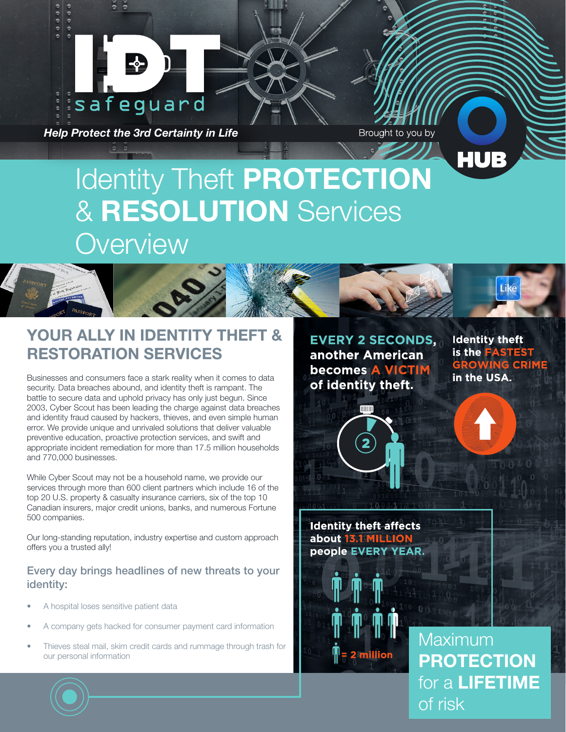IDT safeguard

*Help Protect the 3rd Certainty in Life*

Brought to you by HUB

# Identity Theft **PROTECTION** & **RESOLUTION** Services Overview

## YOUR ALLY IN IDENTITY THEFT & RESTORATION SERVICES

Businesses and consumers face a stark reality when it comes to data security. Data breaches abound, and identity theft is rampant. The battle to secure data and uphold privacy has only just begun. Since 2003, Cyber Scout has been leading the charge against data breaches and identity fraud caused by hackers, thieves, and even simple human error. We provide unique and unrivaled solutions that deliver valuable preventive education, proactive protection services, and swift and appropriate incident remediation for more than 17.5 million households and 770,000 businesses.

While Cyber Scout may not be a household name, we provide our services through more than 600 client partners which include 16 of the top 20 U.S. property & casualty insurance carriers, six of the top 10 Canadian insurers, major credit unions, banks, and numerous Fortune 500 companies.

Our long-standing reputation, industry expertise and custom approach offers you a trusted ally!

### Every day brings headlines of new threats to your identity:

- A hospital loses sensitive patient data
- A company gets hacked for consumer payment card information
- Thieves steal mail, skim credit cards and rummage through trash for our personal information

**EVERY 2 SECONDS, another American becomes A VICTIM of identity theft.**

**Identity theft is the FASTEST GROWING CRIME in the USA.**

**Identity theft affects about 13.1 MILLION people EVERY YEAR.**

= 2 million

Maximum **PROTECTION** for a **LIFETIME** of risk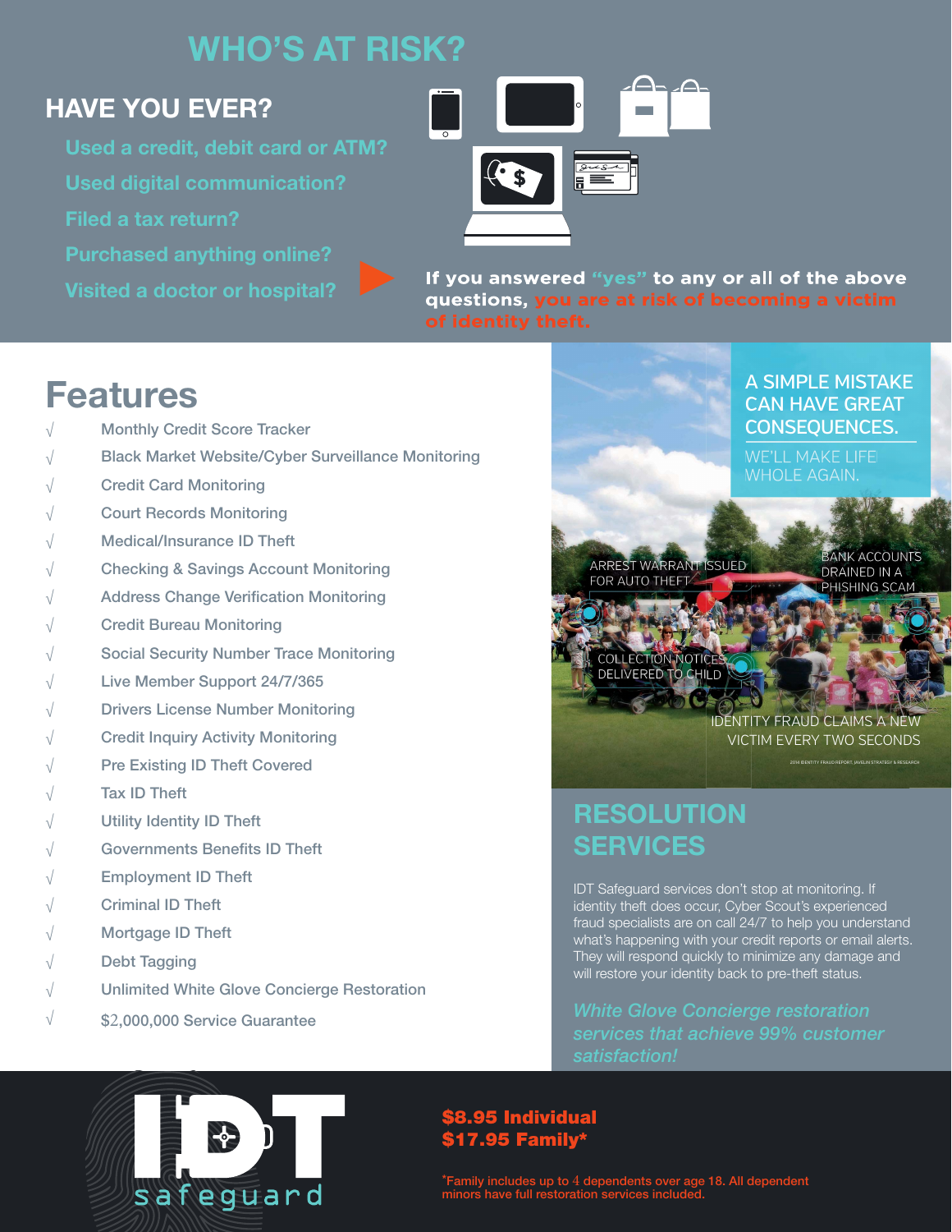# WHO'S AT RISK?

## HAVE YOU EVER?

- Used a credit, debit card or ATM?
- Used digital communication?
- Filed a tax return?
- Purchased anything online?
- Visited a doctor or hospital?

**If you answered "yes" to any or all of the above questions, you are at risk of becoming a victim of identity theft.**

# Features

- √ Monthly Credit Score Tracker
- √ Black Market Website/Cyber Surveillance Monitoring
- √ Credit Card Monitoring
- √ Court Records Monitoring
- √ Medical/Insurance ID Theft
- √ Checking & Savings Account Monitoring
- √ Address Change Verification Monitoring
- √ Credit Bureau Monitoring
- √ Social Security Number Trace Monitoring
- √ Live Member Support 24/7/365
- √ Drivers License Number Monitoring
- √ Credit Inquiry Activity Monitoring
- √ Pre Existing ID Theft Covered
- √ Tax ID Theft
- √ Utility Identity ID Theft
- √ Governments Benefits ID Theft
- √ Employment ID Theft
- √ Criminal ID Theft
- √ Mortgage ID Theft
- √ Debt Tagging
- √ Unlimited White Glove Concierge Restoration
- √ $2,000,000 Service Guarantee

A SIMPLE MISTAKE CAN HAVE GREAT CONSEQUENCES.

WE'LL MAKE LIFE WHOLE AGAIN.

ARREST WARRANT ISSUED FOR AUTO THEFT

BANK ACCOUNTS DRAINED IN A PHISHING SCAM

COLLECTION NOTICES DELIVERED TO CHILD

IDENTITY FRAUD CLAIMS A NEW VICTIM EVERY TWO SECONDS

2016 IDENTITY FRAUD REPORT, JAVELIN STRATEGY & RESEARCH

# RESOLUTION SERVICES

IDT Safeguard services don't stop at monitoring. If identity theft does occur, Cyber Scout's experienced fraud specialists are on call 24/7 to help you understand what's happening with your credit reports or email alerts. They will respond quickly to minimize any damage and will restore your identity back to pre-theft status.

*White Glove Concierge restoration services that achieve 99% customer satisfaction!*

IDT safeguard

**$8.95 Individual**
**$17.95 Family***

*Family includes up to 4 dependents over age 18. All dependent minors have full restoration services included.